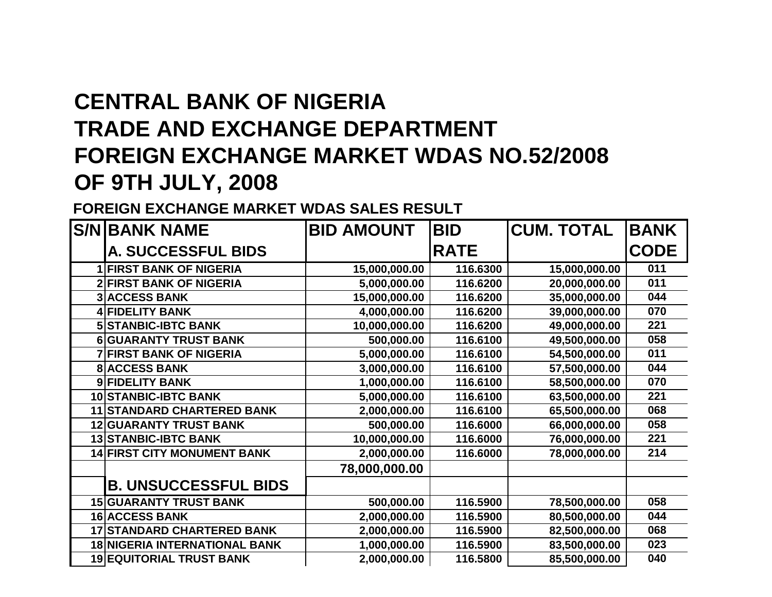# CENTRAL BANK OF NIGERIA
# TRADE AND EXCHANGE DEPARTMENT
# FOREIGN EXCHANGE MARKET WDAS NO.52/2008 OF 9TH JULY, 2008

## FOREIGN EXCHANGE MARKET WDAS SALES RESULT

| S/N | BANK NAME | BID AMOUNT | BID RATE | CUM. TOTAL | BANK CODE |
|---|---|---|---|---|---|
| | **A. SUCCESSFUL BIDS** | | | | |
| 1 | FIRST BANK OF NIGERIA | 15,000,000.00 | 116.6300 | 15,000,000.00 | 011 |
| 2 | FIRST BANK OF NIGERIA | 5,000,000.00 | 116.6200 | 20,000,000.00 | 011 |
| 3 | ACCESS BANK | 15,000,000.00 | 116.6200 | 35,000,000.00 | 044 |
| 4 | FIDELITY BANK | 4,000,000.00 | 116.6200 | 39,000,000.00 | 070 |
| 5 | STANBIC-IBTC BANK | 10,000,000.00 | 116.6200 | 49,000,000.00 | 221 |
| 6 | GUARANTY TRUST BANK | 500,000.00 | 116.6100 | 49,500,000.00 | 058 |
| 7 | FIRST BANK OF NIGERIA | 5,000,000.00 | 116.6100 | 54,500,000.00 | 011 |
| 8 | ACCESS BANK | 3,000,000.00 | 116.6100 | 57,500,000.00 | 044 |
| 9 | FIDELITY BANK | 1,000,000.00 | 116.6100 | 58,500,000.00 | 070 |
| 10 | STANBIC-IBTC BANK | 5,000,000.00 | 116.6100 | 63,500,000.00 | 221 |
| 11 | STANDARD CHARTERED BANK | 2,000,000.00 | 116.6100 | 65,500,000.00 | 068 |
| 12 | GUARANTY TRUST BANK | 500,000.00 | 116.6000 | 66,000,000.00 | 058 |
| 13 | STANBIC-IBTC BANK | 10,000,000.00 | 116.6000 | 76,000,000.00 | 221 |
| 14 | FIRST CITY MONUMENT BANK | 2,000,000.00 | 116.6000 | 78,000,000.00 | 214 |
| | | 78,000,000.00 | | | |
| | **B. UNSUCCESSFUL BIDS** | | | | |
| 15 | GUARANTY TRUST BANK | 500,000.00 | 116.5900 | 78,500,000.00 | 058 |
| 16 | ACCESS BANK | 2,000,000.00 | 116.5900 | 80,500,000.00 | 044 |
| 17 | STANDARD CHARTERED BANK | 2,000,000.00 | 116.5900 | 82,500,000.00 | 068 |
| 18 | NIGERIA INTERNATIONAL BANK | 1,000,000.00 | 116.5900 | 83,500,000.00 | 023 |
| 19 | EQUITORIAL TRUST BANK | 2,000,000.00 | 116.5800 | 85,500,000.00 | 040 |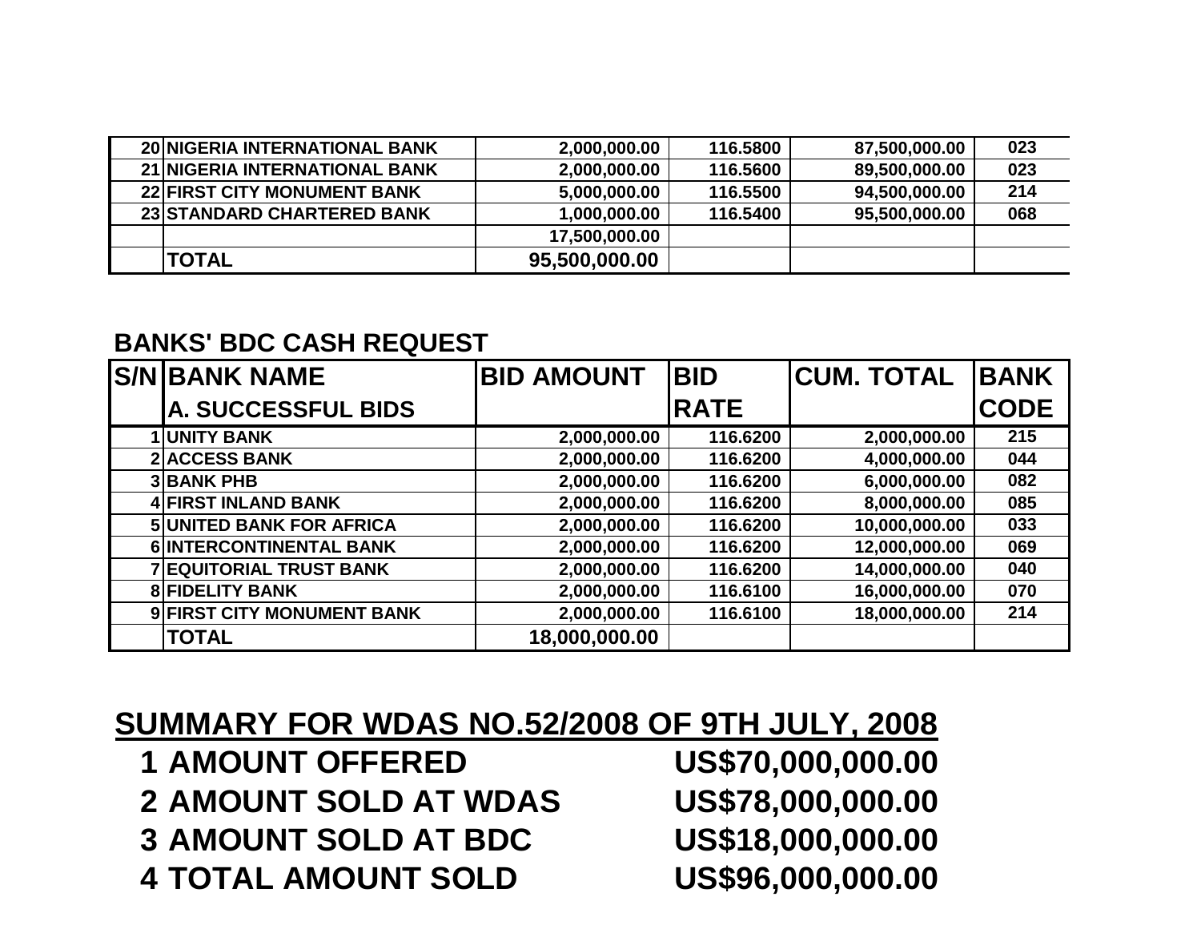| | | | | | |
|---|---|---|---|---|---|
| 20 | NIGERIA INTERNATIONAL BANK | 2,000,000.00 | 116.5800 | 87,500,000.00 | 023 |
| 21 | NIGERIA INTERNATIONAL BANK | 2,000,000.00 | 116.5600 | 89,500,000.00 | 023 |
| 22 | FIRST CITY MONUMENT BANK | 5,000,000.00 | 116.5500 | 94,500,000.00 | 214 |
| 23 | STANDARD CHARTERED BANK | 1,000,000.00 | 116.5400 | 95,500,000.00 | 068 |
| | | 17,500,000.00 | | | |
| | **TOTAL** | **95,500,000.00** | | | |

**BANKS' BDC CASH REQUEST**

| S/N | BANK NAME<br>A. SUCCESSFUL BIDS | BID AMOUNT | BID RATE | CUM. TOTAL | BANK CODE |
|---|---|---|---|---|---|
| 1 | UNITY BANK | 2,000,000.00 | 116.6200 | 2,000,000.00 | 215 |
| 2 | ACCESS BANK | 2,000,000.00 | 116.6200 | 4,000,000.00 | 044 |
| 3 | BANK PHB | 2,000,000.00 | 116.6200 | 6,000,000.00 | 082 |
| 4 | FIRST INLAND BANK | 2,000,000.00 | 116.6200 | 8,000,000.00 | 085 |
| 5 | UNITED BANK FOR AFRICA | 2,000,000.00 | 116.6200 | 10,000,000.00 | 033 |
| 6 | INTERCONTINENTAL BANK | 2,000,000.00 | 116.6200 | 12,000,000.00 | 069 |
| 7 | EQUITORIAL TRUST BANK | 2,000,000.00 | 116.6200 | 14,000,000.00 | 040 |
| 8 | FIDELITY BANK | 2,000,000.00 | 116.6100 | 16,000,000.00 | 070 |
| 9 | FIRST CITY MONUMENT BANK | 2,000,000.00 | 116.6100 | 18,000,000.00 | 214 |
| | **TOTAL** | **18,000,000.00** | | | |

## SUMMARY FOR WDAS NO.52/2008 OF 9TH JULY, 2008

| | | |
|---|---|---|
| 1 | AMOUNT OFFERED | US$70,000,000.00 |
| 2 | AMOUNT SOLD AT WDAS | US$78,000,000.00 |
| 3 | AMOUNT SOLD AT BDC | US$18,000,000.00 |
| 4 | TOTAL AMOUNT SOLD | US$96,000,000.00 |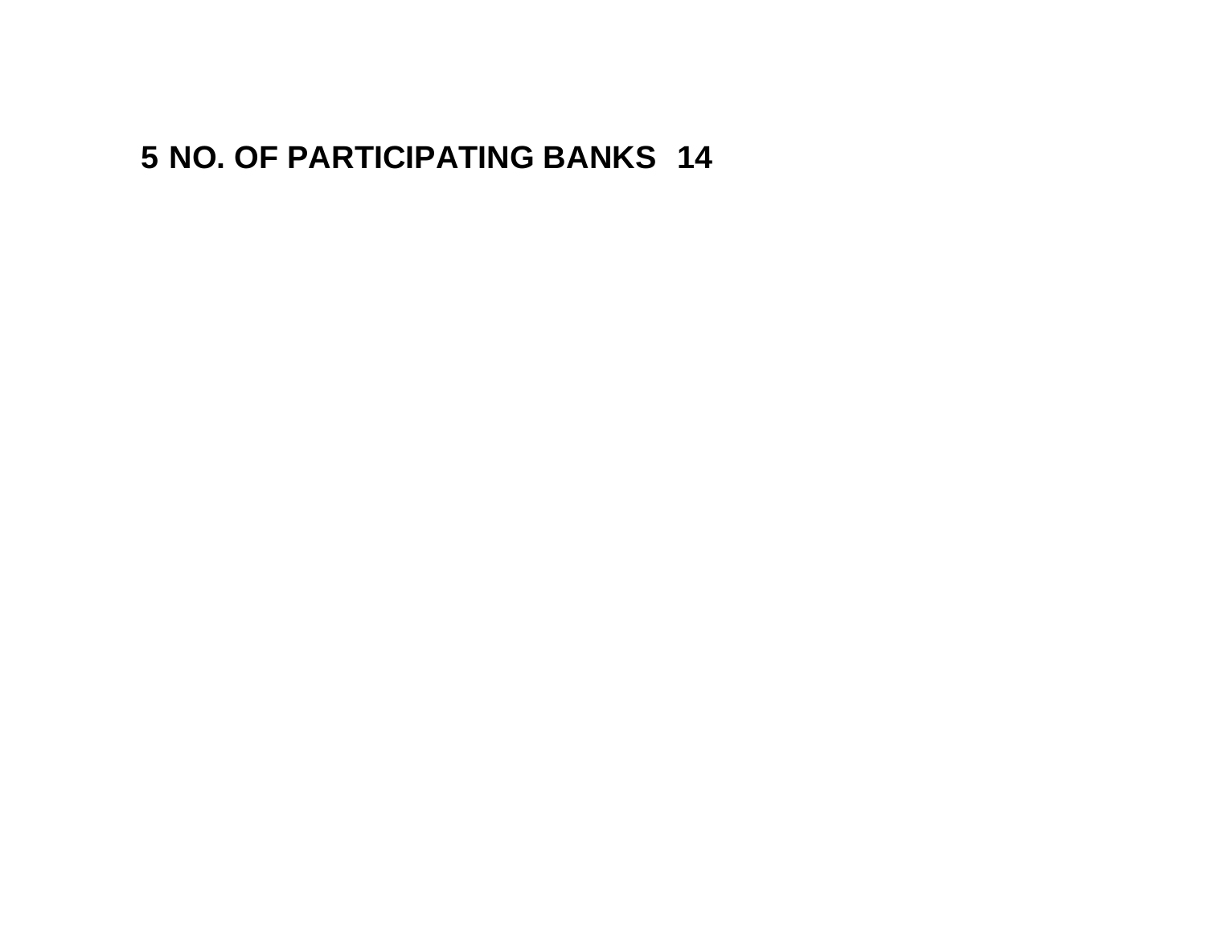**5 NO. OF PARTICIPATING BANKS 14**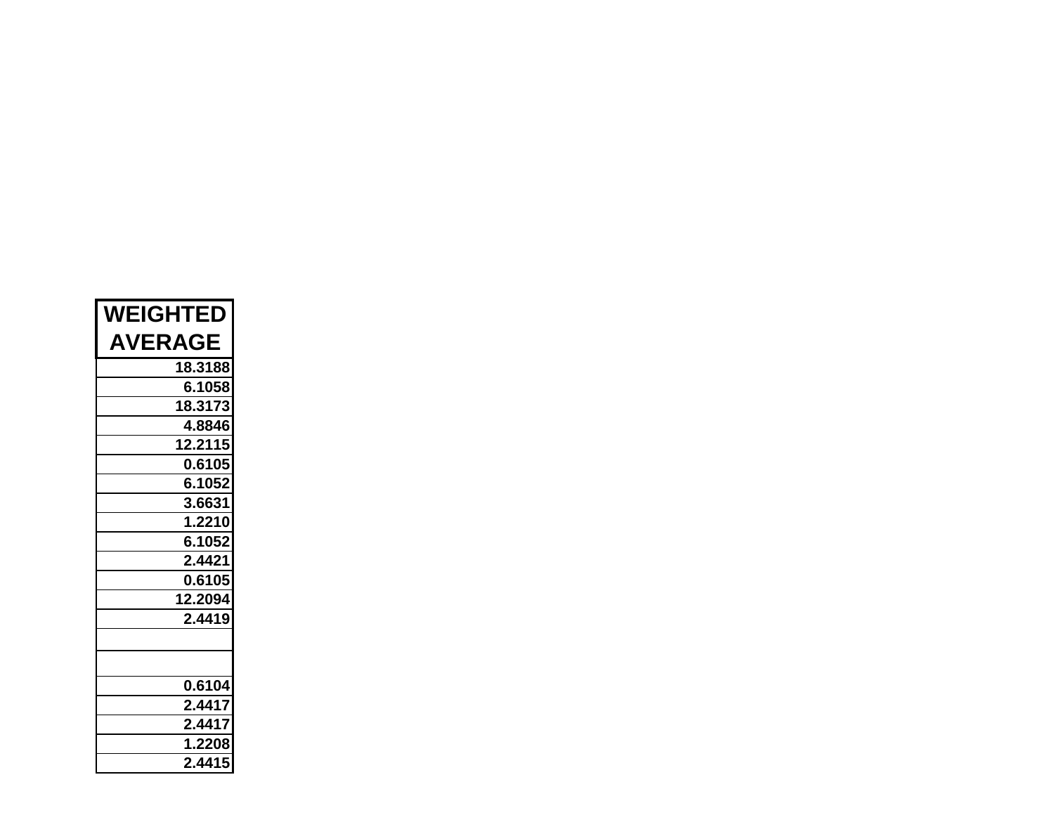| WEIGHTED AVERAGE |
| --- |
| 18.3188 |
| 6.1058 |
| 18.3173 |
| 4.8846 |
| 12.2115 |
| 0.6105 |
| 6.1052 |
| 3.6631 |
| 1.2210 |
| 6.1052 |
| 2.4421 |
| 0.6105 |
| 12.2094 |
| 2.4419 |
| |
| |
| 0.6104 |
| 2.4417 |
| 2.4417 |
| 1.2208 |
| 2.4415 |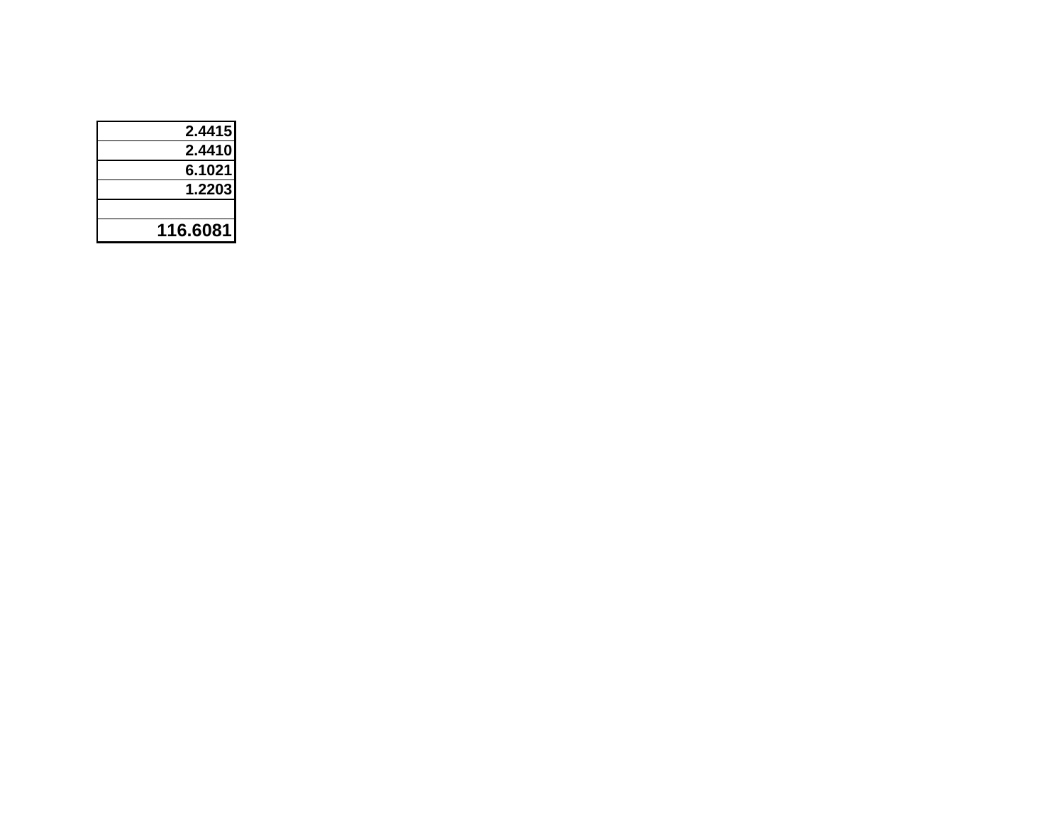| |
|---|
| 2.4415 |
| 2.4410 |
| 6.1021 |
| 1.2203 |
| |
| **116.6081** |